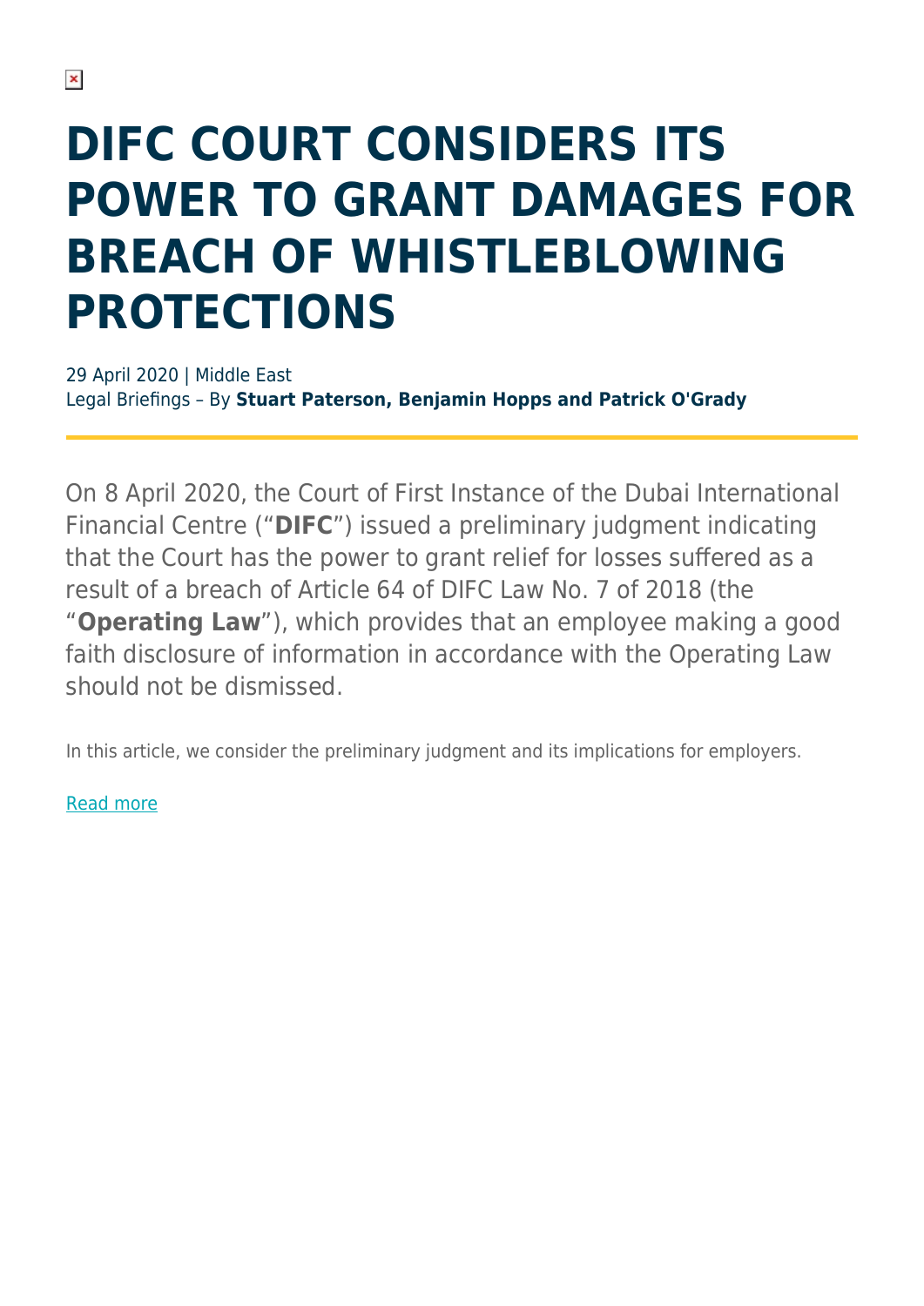# DIFC COURT CONSIDERS ITS POWER TO GRANT DAMAGES FOR BREACH OF WHISTLEBLOWING PROTECTIONS

29 April 2020 | Middle East
Legal Briefings – By **Stuart Paterson, Benjamin Hopps and Patrick O'Grady**

On 8 April 2020, the Court of First Instance of the Dubai International Financial Centre ("**DIFC**") issued a preliminary judgment indicating that the Court has the power to grant relief for losses suffered as a result of a breach of Article 64 of DIFC Law No. 7 of 2018 (the "**Operating Law**"), which provides that an employee making a good faith disclosure of information in accordance with the Operating Law should not be dismissed.

In this article, we consider the preliminary judgment and its implications for employers.

Read more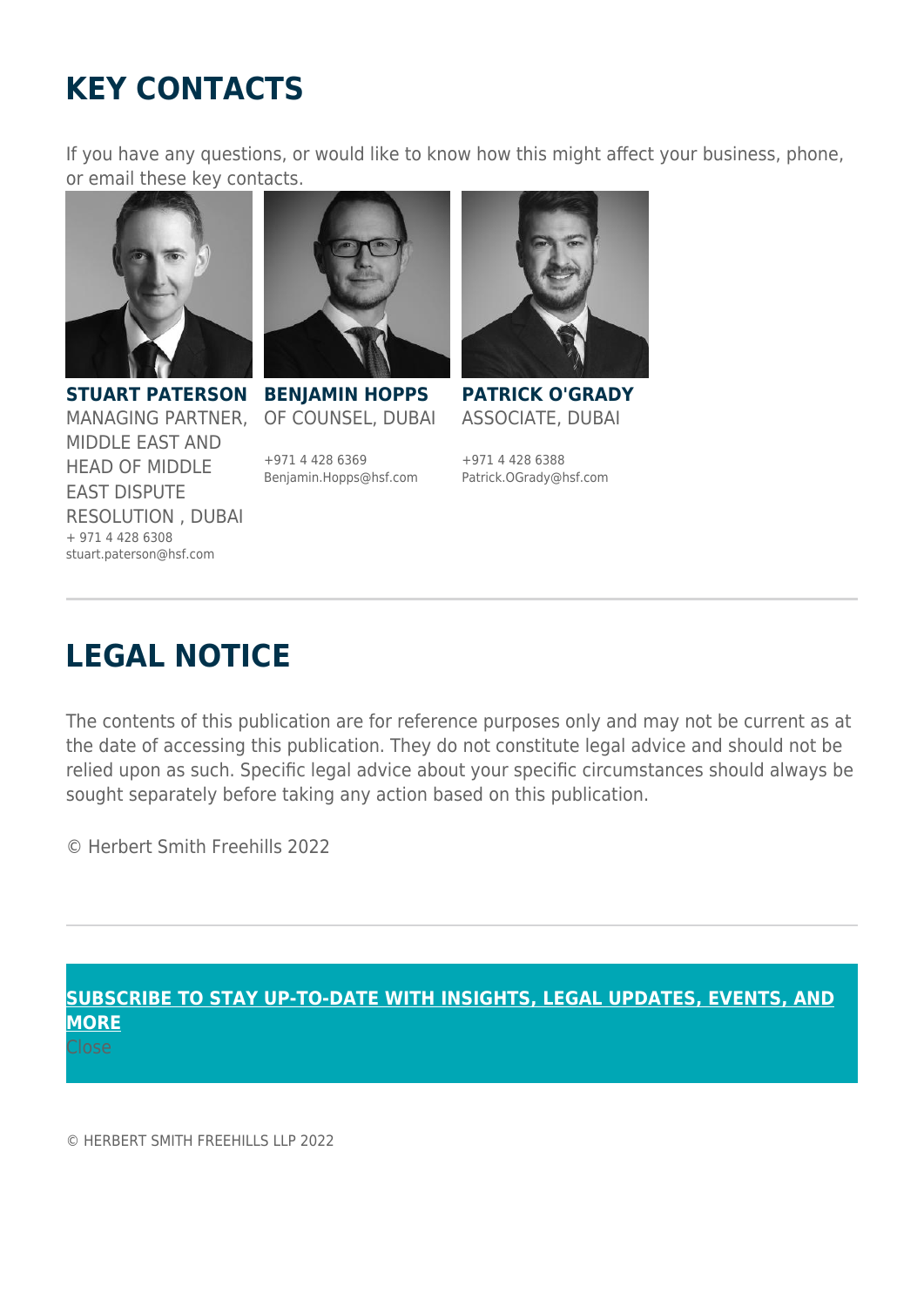## KEY CONTACTS

If you have any questions, or would like to know how this might affect your business, phone, or email these key contacts.

**STUART PATERSON**
MANAGING PARTNER, MIDDLE EAST AND HEAD OF MIDDLE EAST DISPUTE RESOLUTION , DUBAI
+ 971 4 428 6308
stuart.paterson@hsf.com

**BENJAMIN HOPPS**
OF COUNSEL, DUBAI

+971 4 428 6369
Benjamin.Hopps@hsf.com

**PATRICK O'GRADY**
ASSOCIATE, DUBAI

+971 4 428 6388
Patrick.OGrady@hsf.com

## LEGAL NOTICE

The contents of this publication are for reference purposes only and may not be current as at the date of accessing this publication. They do not constitute legal advice and should not be relied upon as such. Specific legal advice about your specific circumstances should always be sought separately before taking any action based on this publication.

© Herbert Smith Freehills 2022

**SUBSCRIBE TO STAY UP-TO-DATE WITH INSIGHTS, LEGAL UPDATES, EVENTS, AND MORE**

Close

© HERBERT SMITH FREEHILLS LLP 2022